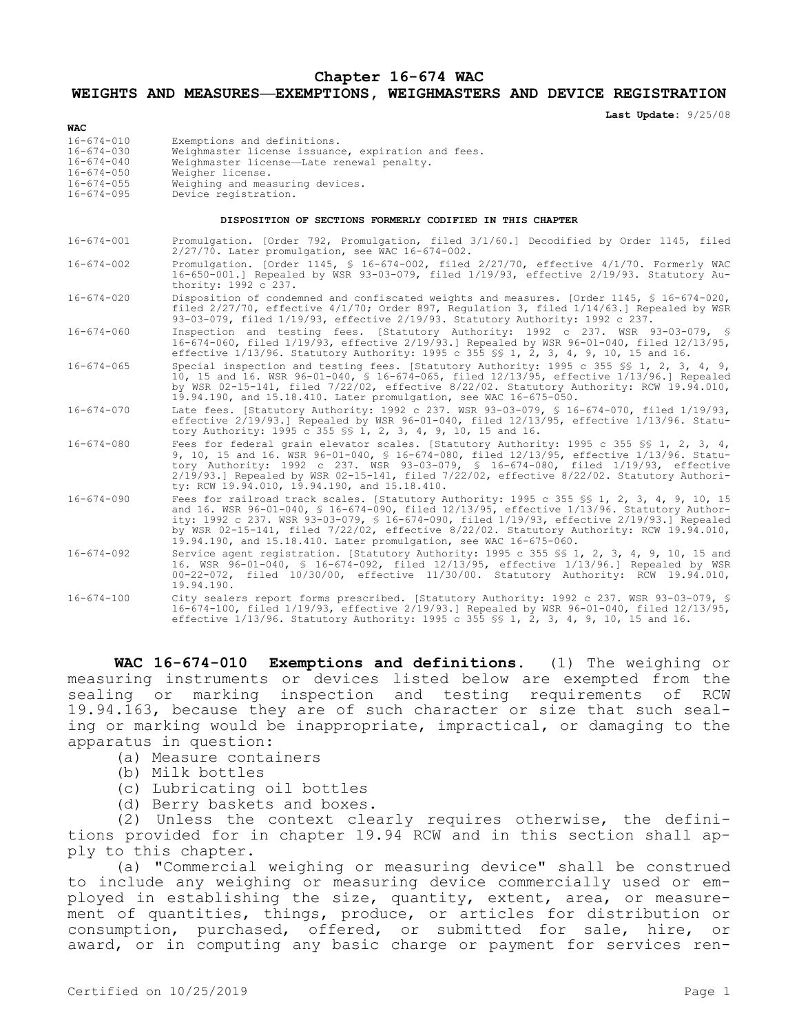# Chapter 16-674 WAC

## WEIGHTS AND MEASURES—EXEMPTIONS, WEIGHMASTERS AND DEVICE REGISTRATION

**Last Update:** 9/25/08

| WAC | |
|---|---|
| 16-674-010 | Exemptions and definitions. |
| 16-674-030 | Weighmaster license issuance, expiration and fees. |
| 16-674-040 | Weighmaster license—Late renewal penalty. |
| 16-674-050 | Weigher license. |
| 16-674-055 | Weighing and measuring devices. |
| 16-674-095 | Device registration. |

**DISPOSITION OF SECTIONS FORMERLY CODIFIED IN THIS CHAPTER**

| | |
|---|---|
| 16-674-001 | Promulgation. [Order 792, Promulgation, filed 3/1/60.] Decodified by Order 1145, filed 2/27/70. Later promulgation, see WAC 16-674-002. |
| 16-674-002 | Promulgation. [Order 1145, § 16-674-002, filed 2/27/70, effective 4/1/70. Formerly WAC 16-650-001.] Repealed by WSR 93-03-079, filed 1/19/93, effective 2/19/93. Statutory Authority: 1992 c 237. |
| 16-674-020 | Disposition of condemned and confiscated weights and measures. [Order 1145, § 16-674-020, filed 2/27/70, effective 4/1/70; Order 897, Regulation 3, filed 1/14/63.] Repealed by WSR 93-03-079, filed 1/19/93, effective 2/19/93. Statutory Authority: 1992 c 237. |
| 16-674-060 | Inspection and testing fees. [Statutory Authority: 1992 c 237. WSR 93-03-079, § 16-674-060, filed 1/19/93, effective 2/19/93.] Repealed by WSR 96-01-040, filed 12/13/95, effective 1/13/96. Statutory Authority: 1995 c 355 §§ 1, 2, 3, 4, 9, 10, 15 and 16. |
| 16-674-065 | Special inspection and testing fees. [Statutory Authority: 1995 c 355 §§ 1, 2, 3, 4, 9, 10, 15 and 16. WSR 96-01-040, § 16-674-065, filed 12/13/95, effective 1/13/96.] Repealed by WSR 02-15-141, filed 7/22/02, effective 8/22/02. Statutory Authority: RCW 19.94.010, 19.94.190, and 15.18.410. Later promulgation, see WAC 16-675-050. |
| 16-674-070 | Late fees. [Statutory Authority: 1992 c 237. WSR 93-03-079, § 16-674-070, filed 1/19/93, effective 2/19/93.] Repealed by WSR 96-01-040, filed 12/13/95, effective 1/13/96. Statutory Authority: 1995 c 355 §§ 1, 2, 3, 4, 9, 10, 15 and 16. |
| 16-674-080 | Fees for federal grain elevator scales. [Statutory Authority: 1995 c 355 §§ 1, 2, 3, 4, 9, 10, 15 and 16. WSR 96-01-040, § 16-674-080, filed 12/13/95, effective 1/13/96. Statutory Authority: 1992 c 237. WSR 93-03-079, § 16-674-080, filed 1/19/93, effective 2/19/93.] Repealed by WSR 02-15-141, filed 7/22/02, effective 8/22/02. Statutory Authority: RCW 19.94.010, 19.94.190, and 15.18.410. |
| 16-674-090 | Fees for railroad track scales. [Statutory Authority: 1995 c 355 §§ 1, 2, 3, 4, 9, 10, 15 and 16. WSR 96-01-040, § 16-674-090, filed 12/13/95, effective 1/13/96. Statutory Authority: 1992 c 237. WSR 93-03-079, § 16-674-090, filed 1/19/93, effective 2/19/93.] Repealed by WSR 02-15-141, filed 7/22/02, effective 8/22/02. Statutory Authority: RCW 19.94.010, 19.94.190, and 15.18.410. Later promulgation, see WAC 16-675-060. |
| 16-674-092 | Service agent registration. [Statutory Authority: 1995 c 355 §§ 1, 2, 3, 4, 9, 10, 15 and 16. WSR 96-01-040, § 16-674-092, filed 12/13/95, effective 1/13/96.] Repealed by WSR 00-22-072, filed 10/30/00, effective 11/30/00. Statutory Authority: RCW 19.94.010, 19.94.190. |
| 16-674-100 | City sealers report forms prescribed. [Statutory Authority: 1992 c 237. WSR 93-03-079, § 16-674-100, filed 1/19/93, effective 2/19/93.] Repealed by WSR 96-01-040, filed 12/13/95, effective 1/13/96. Statutory Authority: 1995 c 355 §§ 1, 2, 3, 4, 9, 10, 15 and 16. |

**WAC 16-674-010 Exemptions and definitions.** (1) The weighing or measuring instruments or devices listed below are exempted from the sealing or marking inspection and testing requirements of RCW 19.94.163, because they are of such character or size that such sealing or marking would be inappropriate, impractical, or damaging to the apparatus in question:

(a) Measure containers

(b) Milk bottles

(c) Lubricating oil bottles

(d) Berry baskets and boxes.

(2) Unless the context clearly requires otherwise, the definitions provided for in chapter 19.94 RCW and in this section shall apply to this chapter.

(a) "Commercial weighing or measuring device" shall be construed to include any weighing or measuring device commercially used or employed in establishing the size, quantity, extent, area, or measurement of quantities, things, produce, or articles for distribution or consumption, purchased, offered, or submitted for sale, hire, or award, or in computing any basic charge or payment for services ren-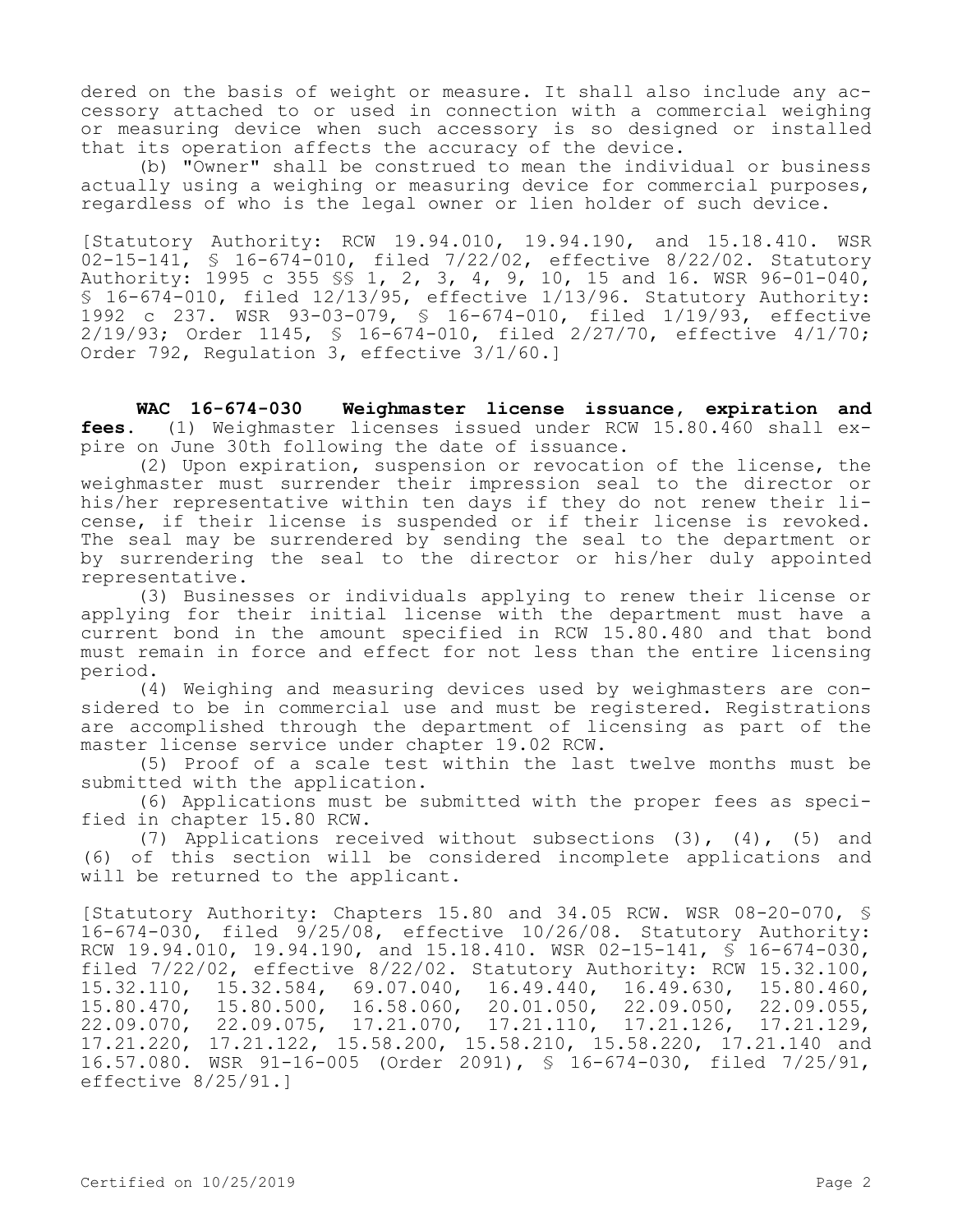dered on the basis of weight or measure. It shall also include any accessory attached to or used in connection with a commercial weighing or measuring device when such accessory is so designed or installed that its operation affects the accuracy of the device.

(b) "Owner" shall be construed to mean the individual or business actually using a weighing or measuring device for commercial purposes, regardless of who is the legal owner or lien holder of such device.

[Statutory Authority: RCW 19.94.010, 19.94.190, and 15.18.410. WSR 02-15-141, § 16-674-010, filed 7/22/02, effective 8/22/02. Statutory Authority: 1995 c 355 §§ 1, 2, 3, 4, 9, 10, 15 and 16. WSR 96-01-040, § 16-674-010, filed 12/13/95, effective 1/13/96. Statutory Authority: 1992 c 237. WSR 93-03-079, § 16-674-010, filed 1/19/93, effective 2/19/93; Order 1145, § 16-674-010, filed 2/27/70, effective 4/1/70; Order 792, Regulation 3, effective 3/1/60.]

**WAC 16-674-030 Weighmaster license issuance, expiration and fees.** (1) Weighmaster licenses issued under RCW 15.80.460 shall expire on June 30th following the date of issuance.

(2) Upon expiration, suspension or revocation of the license, the weighmaster must surrender their impression seal to the director or his/her representative within ten days if they do not renew their license, if their license is suspended or if their license is revoked. The seal may be surrendered by sending the seal to the department or by surrendering the seal to the director or his/her duly appointed representative.

(3) Businesses or individuals applying to renew their license or applying for their initial license with the department must have a current bond in the amount specified in RCW 15.80.480 and that bond must remain in force and effect for not less than the entire licensing period.

(4) Weighing and measuring devices used by weighmasters are considered to be in commercial use and must be registered. Registrations are accomplished through the department of licensing as part of the master license service under chapter 19.02 RCW.

(5) Proof of a scale test within the last twelve months must be submitted with the application.

(6) Applications must be submitted with the proper fees as specified in chapter 15.80 RCW.

(7) Applications received without subsections (3), (4), (5) and (6) of this section will be considered incomplete applications and will be returned to the applicant.

[Statutory Authority: Chapters 15.80 and 34.05 RCW. WSR 08-20-070, § 16-674-030, filed 9/25/08, effective 10/26/08. Statutory Authority: RCW 19.94.010, 19.94.190, and 15.18.410. WSR 02-15-141, § 16-674-030, filed 7/22/02, effective 8/22/02. Statutory Authority: RCW 15.32.100, 15.32.110, 15.32.584, 69.07.040, 16.49.440, 16.49.630, 15.80.460, 15.80.470, 15.80.500, 16.58.060, 20.01.050, 22.09.050, 22.09.055, 22.09.070, 22.09.075, 17.21.070, 17.21.110, 17.21.126, 17.21.129, 17.21.220, 17.21.122, 15.58.200, 15.58.210, 15.58.220, 17.21.140 and 16.57.080. WSR 91-16-005 (Order 2091), § 16-674-030, filed 7/25/91, effective 8/25/91.]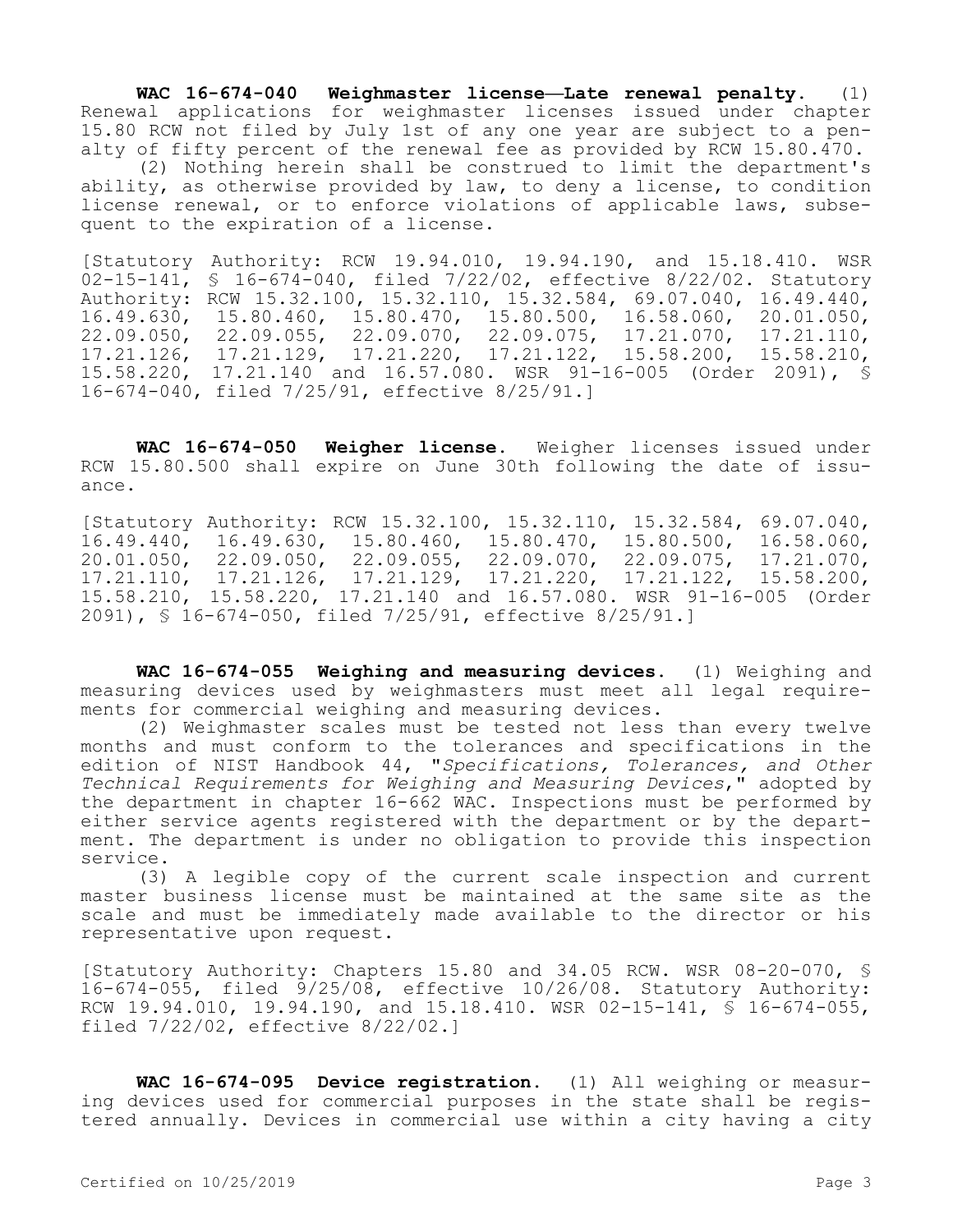**WAC 16-674-040 Weighmaster license—Late renewal penalty.** (1) Renewal applications for weighmaster licenses issued under chapter 15.80 RCW not filed by July 1st of any one year are subject to a penalty of fifty percent of the renewal fee as provided by RCW 15.80.470.

(2) Nothing herein shall be construed to limit the department's ability, as otherwise provided by law, to deny a license, to condition license renewal, or to enforce violations of applicable laws, subsequent to the expiration of a license.

[Statutory Authority: RCW 19.94.010, 19.94.190, and 15.18.410. WSR 02-15-141, § 16-674-040, filed 7/22/02, effective 8/22/02. Statutory Authority: RCW 15.32.100, 15.32.110, 15.32.584, 69.07.040, 16.49.440, 16.49.630, 15.80.460, 15.80.470, 15.80.500, 16.58.060, 20.01.050, 22.09.050, 22.09.055, 22.09.070, 22.09.075, 17.21.070, 17.21.110, 17.21.126, 17.21.129, 17.21.220, 17.21.122, 15.58.200, 15.58.210, 15.58.220, 17.21.140 and 16.57.080. WSR 91-16-005 (Order 2091), § 16-674-040, filed 7/25/91, effective 8/25/91.]

**WAC 16-674-050 Weigher license.** Weigher licenses issued under RCW 15.80.500 shall expire on June 30th following the date of issuance.

[Statutory Authority: RCW 15.32.100, 15.32.110, 15.32.584, 69.07.040, 16.49.440, 16.49.630, 15.80.460, 15.80.470, 15.80.500, 16.58.060, 20.01.050, 22.09.050, 22.09.055, 22.09.070, 22.09.075, 17.21.070, 17.21.110, 17.21.126, 17.21.129, 17.21.220, 17.21.122, 15.58.200, 15.58.210, 15.58.220, 17.21.140 and 16.57.080. WSR 91-16-005 (Order 2091), § 16-674-050, filed 7/25/91, effective 8/25/91.]

**WAC 16-674-055 Weighing and measuring devices.** (1) Weighing and measuring devices used by weighmasters must meet all legal requirements for commercial weighing and measuring devices.

(2) Weighmaster scales must be tested not less than every twelve months and must conform to the tolerances and specifications in the edition of NIST Handbook 44, "*Specifications, Tolerances, and Other Technical Requirements for Weighing and Measuring Devices*," adopted by the department in chapter 16-662 WAC. Inspections must be performed by either service agents registered with the department or by the department. The department is under no obligation to provide this inspection service.

(3) A legible copy of the current scale inspection and current master business license must be maintained at the same site as the scale and must be immediately made available to the director or his representative upon request.

[Statutory Authority: Chapters 15.80 and 34.05 RCW. WSR 08-20-070, § 16-674-055, filed 9/25/08, effective 10/26/08. Statutory Authority: RCW 19.94.010, 19.94.190, and 15.18.410. WSR 02-15-141, § 16-674-055, filed 7/22/02, effective 8/22/02.]

**WAC 16-674-095 Device registration.** (1) All weighing or measuring devices used for commercial purposes in the state shall be registered annually. Devices in commercial use within a city having a city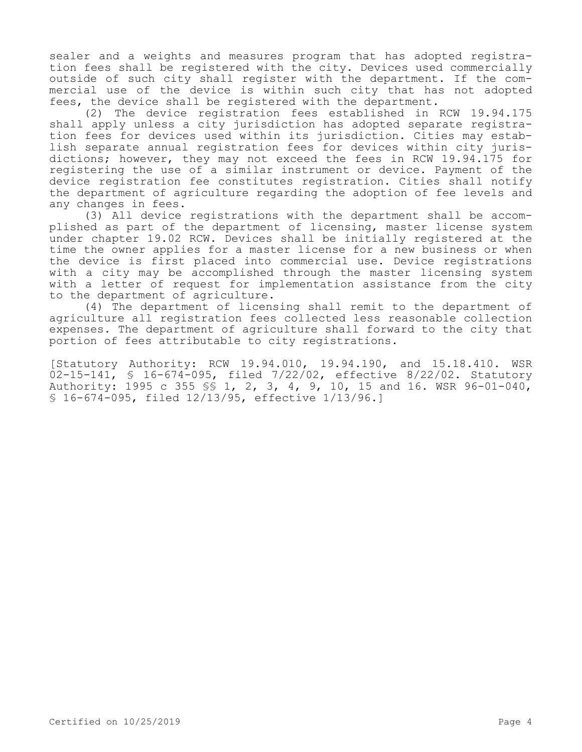sealer and a weights and measures program that has adopted registration fees shall be registered with the city. Devices used commercially outside of such city shall register with the department. If the commercial use of the device is within such city that has not adopted fees, the device shall be registered with the department.

(2) The device registration fees established in RCW 19.94.175 shall apply unless a city jurisdiction has adopted separate registration fees for devices used within its jurisdiction. Cities may establish separate annual registration fees for devices within city jurisdictions; however, they may not exceed the fees in RCW 19.94.175 for registering the use of a similar instrument or device. Payment of the device registration fee constitutes registration. Cities shall notify the department of agriculture regarding the adoption of fee levels and any changes in fees.

(3) All device registrations with the department shall be accomplished as part of the department of licensing, master license system under chapter 19.02 RCW. Devices shall be initially registered at the time the owner applies for a master license for a new business or when the device is first placed into commercial use. Device registrations with a city may be accomplished through the master licensing system with a letter of request for implementation assistance from the city to the department of agriculture.

(4) The department of licensing shall remit to the department of agriculture all registration fees collected less reasonable collection expenses. The department of agriculture shall forward to the city that portion of fees attributable to city registrations.

[Statutory Authority: RCW 19.94.010, 19.94.190, and 15.18.410. WSR 02-15-141, § 16-674-095, filed 7/22/02, effective 8/22/02. Statutory Authority: 1995 c 355 §§ 1, 2, 3, 4, 9, 10, 15 and 16. WSR 96-01-040, § 16-674-095, filed 12/13/95, effective 1/13/96.]